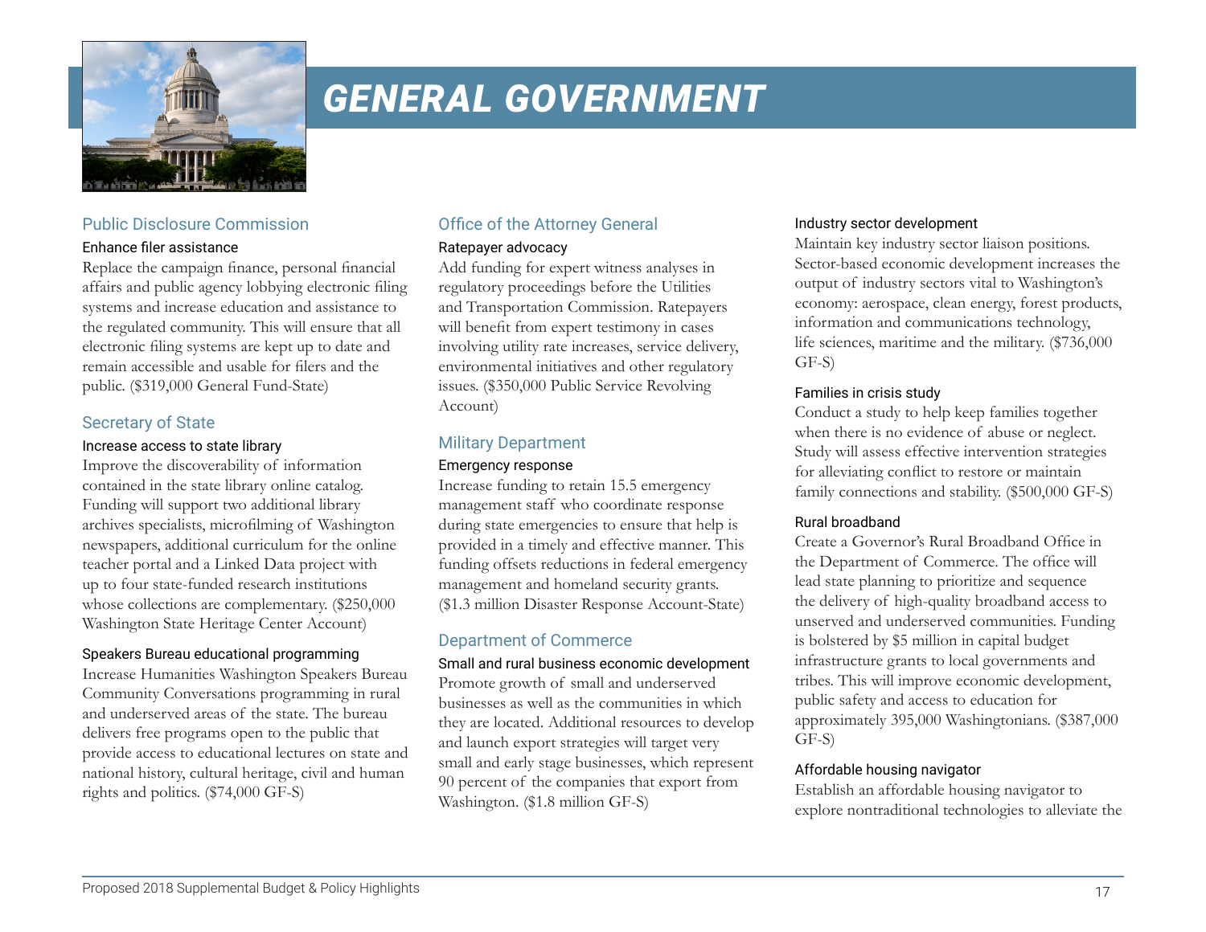# GENERAL GOVERNMENT

## Public Disclosure Commission

### Enhance filer assistance

Replace the campaign finance, personal financial affairs and public agency lobbying electronic filing systems and increase education and assistance to the regulated community. This will ensure that all electronic filing systems are kept up to date and remain accessible and usable for filers and the public. ($319,000 General Fund-State)

## Secretary of State

### Increase access to state library

Improve the discoverability of information contained in the state library online catalog. Funding will support two additional library archives specialists, microfilming of Washington newspapers, additional curriculum for the online teacher portal and a Linked Data project with up to four state-funded research institutions whose collections are complementary. ($250,000 Washington State Heritage Center Account)

### Speakers Bureau educational programming

Increase Humanities Washington Speakers Bureau Community Conversations programming in rural and underserved areas of the state. The bureau delivers free programs open to the public that provide access to educational lectures on state and national history, cultural heritage, civil and human rights and politics. ($74,000 GF-S)

## Office of the Attorney General

### Ratepayer advocacy

Add funding for expert witness analyses in regulatory proceedings before the Utilities and Transportation Commission. Ratepayers will benefit from expert testimony in cases involving utility rate increases, service delivery, environmental initiatives and other regulatory issues. ($350,000 Public Service Revolving Account)

## Military Department

### Emergency response

Increase funding to retain 15.5 emergency management staff who coordinate response during state emergencies to ensure that help is provided in a timely and effective manner. This funding offsets reductions in federal emergency management and homeland security grants. ($1.3 million Disaster Response Account-State)

## Department of Commerce

### Small and rural business economic development

Promote growth of small and underserved businesses as well as the communities in which they are located. Additional resources to develop and launch export strategies will target very small and early stage businesses, which represent 90 percent of the companies that export from Washington. ($1.8 million GF-S)

### Industry sector development

Maintain key industry sector liaison positions. Sector-based economic development increases the output of industry sectors vital to Washington's economy: aerospace, clean energy, forest products, information and communications technology, life sciences, maritime and the military. ($736,000 GF-S)

### Families in crisis study

Conduct a study to help keep families together when there is no evidence of abuse or neglect. Study will assess effective intervention strategies for alleviating conflict to restore or maintain family connections and stability. ($500,000 GF-S)

### Rural broadband

Create a Governor's Rural Broadband Office in the Department of Commerce. The office will lead state planning to prioritize and sequence the delivery of high-quality broadband access to unserved and underserved communities. Funding is bolstered by $5 million in capital budget infrastructure grants to local governments and tribes. This will improve economic development, public safety and access to education for approximately 395,000 Washingtonians. ($387,000 GF-S)

### Affordable housing navigator

Establish an affordable housing navigator to explore nontraditional technologies to alleviate the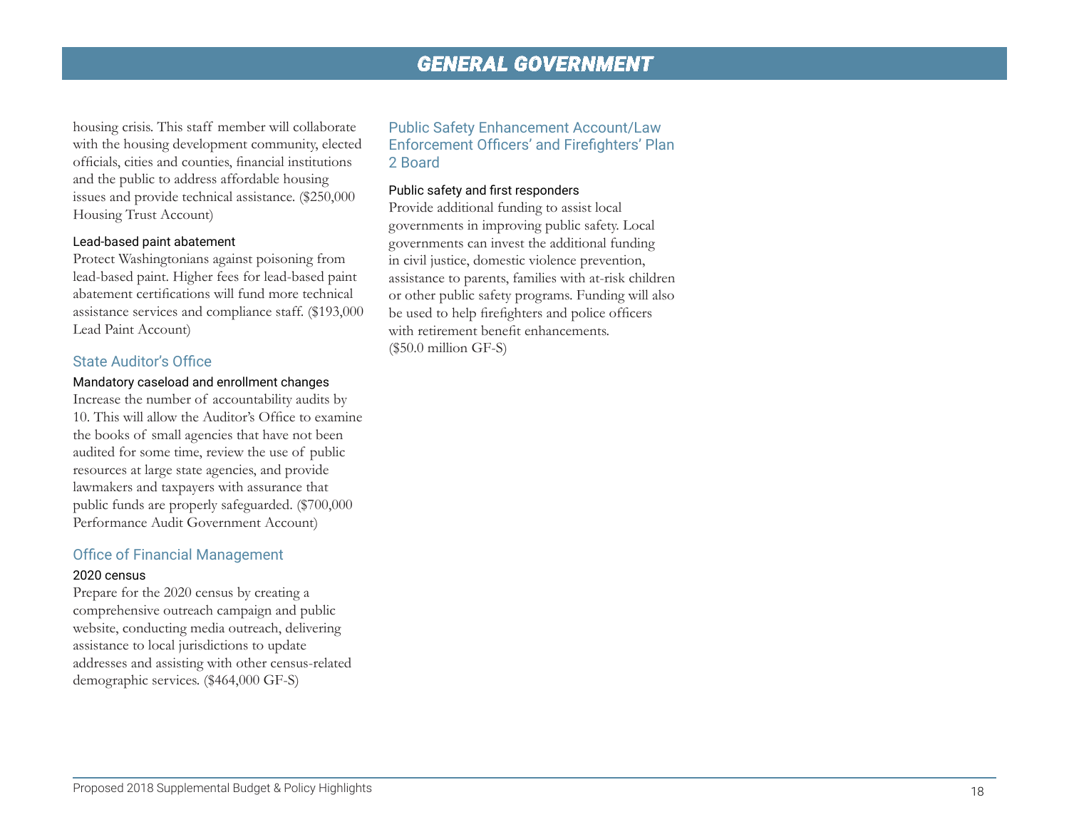housing crisis. This staff member will collaborate with the housing development community, elected officials, cities and counties, financial institutions and the public to address affordable housing issues and provide technical assistance. ($250,000 Housing Trust Account)

#### Lead-based paint abatement

Protect Washingtonians against poisoning from lead-based paint. Higher fees for lead-based paint abatement certifications will fund more technical assistance services and compliance staff. ($193,000 Lead Paint Account)

### State Auditor's Office

#### Mandatory caseload and enrollment changes

Increase the number of accountability audits by 10. This will allow the Auditor's Office to examine the books of small agencies that have not been audited for some time, review the use of public resources at large state agencies, and provide lawmakers and taxpayers with assurance that public funds are properly safeguarded. ($700,000 Performance Audit Government Account)

### Office of Financial Management

#### 2020 census

Prepare for the 2020 census by creating a comprehensive outreach campaign and public website, conducting media outreach, delivering assistance to local jurisdictions to update addresses and assisting with other census-related demographic services. ($464,000 GF-S)

### Public Safety Enhancement Account/Law Enforcement Officers' and Firefighters' Plan 2 Board

#### Public safety and first responders

Provide additional funding to assist local governments in improving public safety. Local governments can invest the additional funding in civil justice, domestic violence prevention, assistance to parents, families with at-risk children or other public safety programs. Funding will also be used to help firefighters and police officers with retirement benefit enhancements. ($50.0 million GF-S)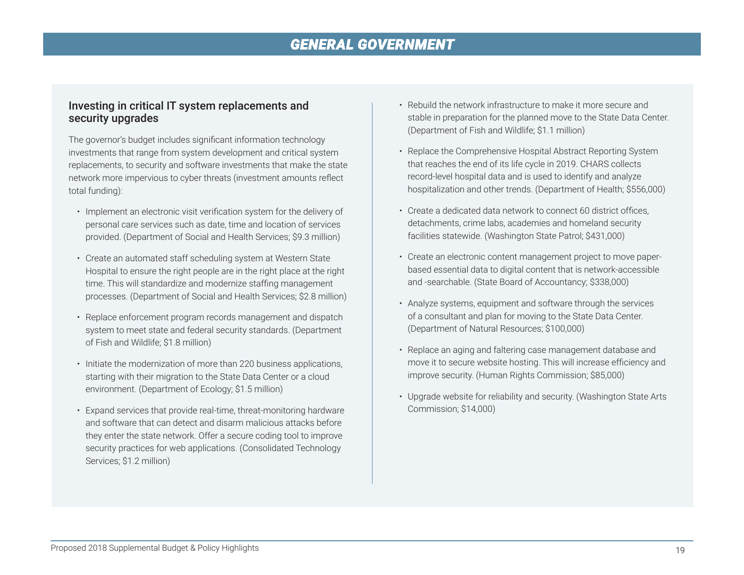# GENERAL GOVERNMENT

## Investing in critical IT system replacements and security upgrades

The governor's budget includes significant information technology investments that range from system development and critical system replacements, to security and software investments that make the state network more impervious to cyber threats (investment amounts reflect total funding):

- Implement an electronic visit verification system for the delivery of personal care services such as date, time and location of services provided. (Department of Social and Health Services; $9.3 million)
- Create an automated staff scheduling system at Western State Hospital to ensure the right people are in the right place at the right time. This will standardize and modernize staffing management processes. (Department of Social and Health Services; $2.8 million)
- Replace enforcement program records management and dispatch system to meet state and federal security standards. (Department of Fish and Wildlife; $1.8 million)
- Initiate the modernization of more than 220 business applications, starting with their migration to the State Data Center or a cloud environment. (Department of Ecology; $1.5 million)
- Expand services that provide real-time, threat-monitoring hardware and software that can detect and disarm malicious attacks before they enter the state network. Offer a secure coding tool to improve security practices for web applications. (Consolidated Technology Services; $1.2 million)
- Rebuild the network infrastructure to make it more secure and stable in preparation for the planned move to the State Data Center. (Department of Fish and Wildlife; $1.1 million)
- Replace the Comprehensive Hospital Abstract Reporting System that reaches the end of its life cycle in 2019. CHARS collects record-level hospital data and is used to identify and analyze hospitalization and other trends. (Department of Health; $556,000)
- Create a dedicated data network to connect 60 district offices, detachments, crime labs, academies and homeland security facilities statewide. (Washington State Patrol; $431,000)
- Create an electronic content management project to move paper-based essential data to digital content that is network-accessible and -searchable. (State Board of Accountancy; $338,000)
- Analyze systems, equipment and software through the services of a consultant and plan for moving to the State Data Center. (Department of Natural Resources; $100,000)
- Replace an aging and faltering case management database and move it to secure website hosting. This will increase efficiency and improve security. (Human Rights Commission; $85,000)
- Upgrade website for reliability and security. (Washington State Arts Commission; $14,000)